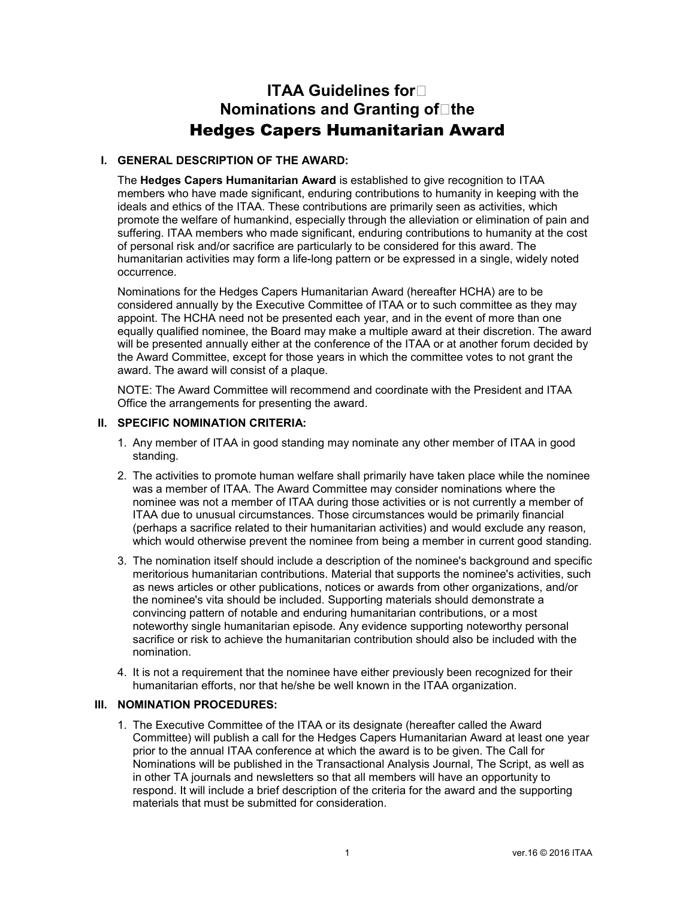# ITAA Guidelines for Nominations and Granting of the Hedges Capers Humanitarian Award

## I. GENERAL DESCRIPTION OF THE AWARD:

The **Hedges Capers Humanitarian Award** is established to give recognition to ITAA members who have made significant, enduring contributions to humanity in keeping with the ideals and ethics of the ITAA. These contributions are primarily seen as activities, which promote the welfare of humankind, especially through the alleviation or elimination of pain and suffering. ITAA members who made significant, enduring contributions to humanity at the cost of personal risk and/or sacrifice are particularly to be considered for this award. The humanitarian activities may form a life-long pattern or be expressed in a single, widely noted occurrence.

Nominations for the Hedges Capers Humanitarian Award (hereafter HCHA) are to be considered annually by the Executive Committee of ITAA or to such committee as they may appoint. The HCHA need not be presented each year, and in the event of more than one equally qualified nominee, the Board may make a multiple award at their discretion. The award will be presented annually either at the conference of the ITAA or at another forum decided by the Award Committee, except for those years in which the committee votes to not grant the award. The award will consist of a plaque.

NOTE: The Award Committee will recommend and coordinate with the President and ITAA Office the arrangements for presenting the award.

## II. SPECIFIC NOMINATION CRITERIA:

1. Any member of ITAA in good standing may nominate any other member of ITAA in good standing.
2. The activities to promote human welfare shall primarily have taken place while the nominee was a member of ITAA. The Award Committee may consider nominations where the nominee was not a member of ITAA during those activities or is not currently a member of ITAA due to unusual circumstances. Those circumstances would be primarily financial (perhaps a sacrifice related to their humanitarian activities) and would exclude any reason, which would otherwise prevent the nominee from being a member in current good standing.
3. The nomination itself should include a description of the nominee's background and specific meritorious humanitarian contributions. Material that supports the nominee's activities, such as news articles or other publications, notices or awards from other organizations, and/or the nominee's vita should be included. Supporting materials should demonstrate a convincing pattern of notable and enduring humanitarian contributions, or a most noteworthy single humanitarian episode. Any evidence supporting noteworthy personal sacrifice or risk to achieve the humanitarian contribution should also be included with the nomination.
4. It is not a requirement that the nominee have either previously been recognized for their humanitarian efforts, nor that he/she be well known in the ITAA organization.

## III. NOMINATION PROCEDURES:

1. The Executive Committee of the ITAA or its designate (hereafter called the Award Committee) will publish a call for the Hedges Capers Humanitarian Award at least one year prior to the annual ITAA conference at which the award is to be given. The Call for Nominations will be published in the Transactional Analysis Journal, The Script, as well as in other TA journals and newsletters so that all members will have an opportunity to respond. It will include a brief description of the criteria for the award and the supporting materials that must be submitted for consideration.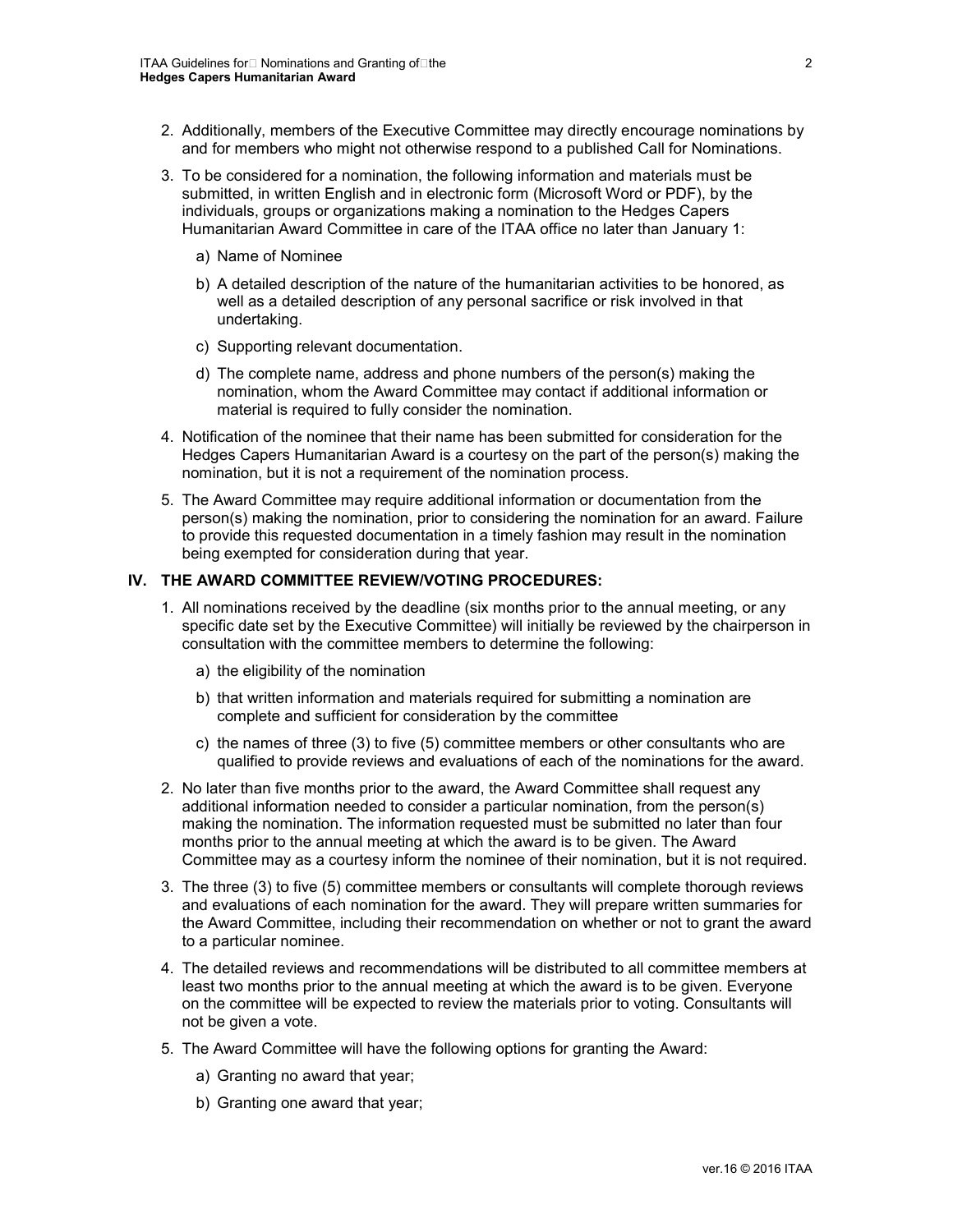2. Additionally, members of the Executive Committee may directly encourage nominations by and for members who might not otherwise respond to a published Call for Nominations.

3. To be considered for a nomination, the following information and materials must be submitted, in written English and in electronic form (Microsoft Word or PDF), by the individuals, groups or organizations making a nomination to the Hedges Capers Humanitarian Award Committee in care of the ITAA office no later than January 1:

   a) Name of Nominee

   b) A detailed description of the nature of the humanitarian activities to be honored, as well as a detailed description of any personal sacrifice or risk involved in that undertaking.

   c) Supporting relevant documentation.

   d) The complete name, address and phone numbers of the person(s) making the nomination, whom the Award Committee may contact if additional information or material is required to fully consider the nomination.

4. Notification of the nominee that their name has been submitted for consideration for the Hedges Capers Humanitarian Award is a courtesy on the part of the person(s) making the nomination, but it is not a requirement of the nomination process.

5. The Award Committee may require additional information or documentation from the person(s) making the nomination, prior to considering the nomination for an award. Failure to provide this requested documentation in a timely fashion may result in the nomination being exempted for consideration during that year.

## IV. THE AWARD COMMITTEE REVIEW/VOTING PROCEDURES:

1. All nominations received by the deadline (six months prior to the annual meeting, or any specific date set by the Executive Committee) will initially be reviewed by the chairperson in consultation with the committee members to determine the following:

   a) the eligibility of the nomination

   b) that written information and materials required for submitting a nomination are complete and sufficient for consideration by the committee

   c) the names of three (3) to five (5) committee members or other consultants who are qualified to provide reviews and evaluations of each of the nominations for the award.

2. No later than five months prior to the award, the Award Committee shall request any additional information needed to consider a particular nomination, from the person(s) making the nomination. The information requested must be submitted no later than four months prior to the annual meeting at which the award is to be given. The Award Committee may as a courtesy inform the nominee of their nomination, but it is not required.

3. The three (3) to five (5) committee members or consultants will complete thorough reviews and evaluations of each nomination for the award. They will prepare written summaries for the Award Committee, including their recommendation on whether or not to grant the award to a particular nominee.

4. The detailed reviews and recommendations will be distributed to all committee members at least two months prior to the annual meeting at which the award is to be given. Everyone on the committee will be expected to review the materials prior to voting. Consultants will not be given a vote.

5. The Award Committee will have the following options for granting the Award:

   a) Granting no award that year;

   b) Granting one award that year;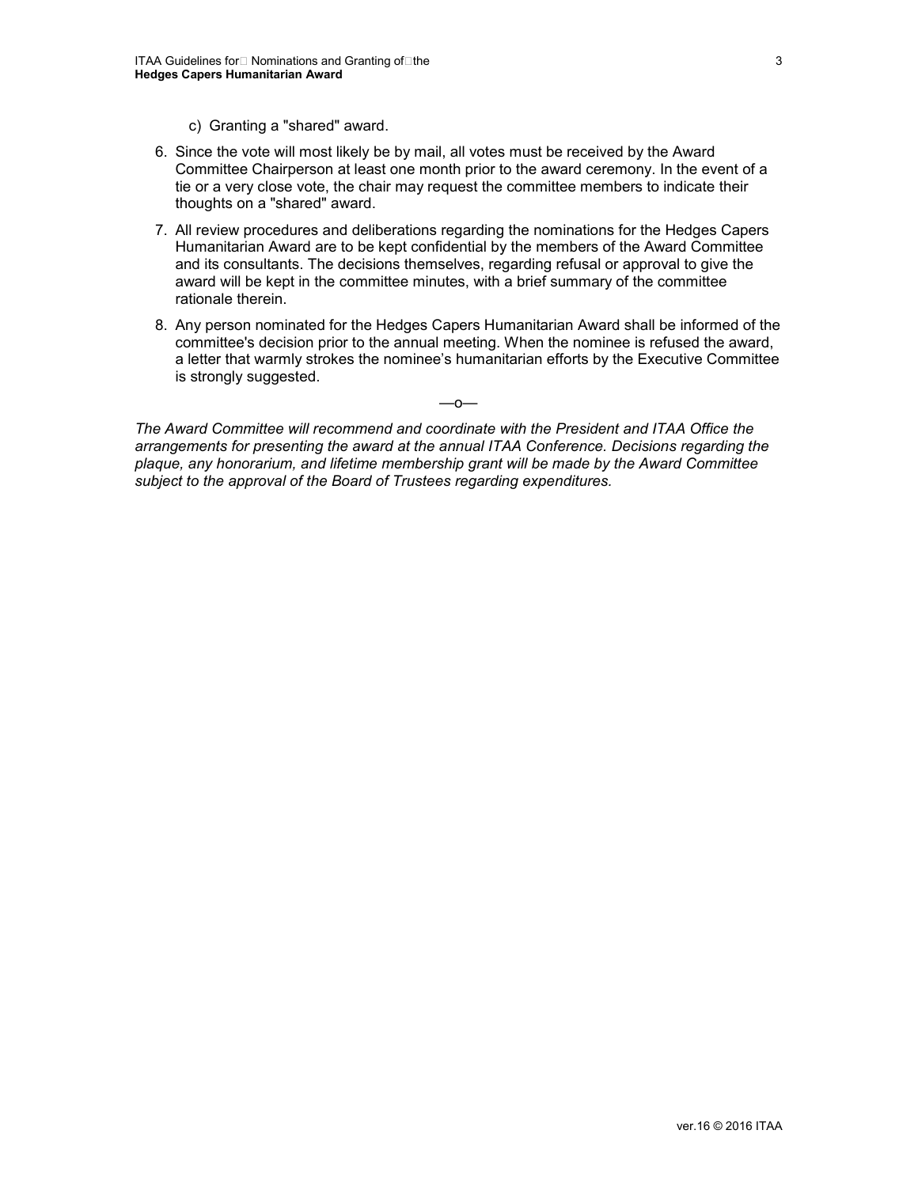c) Granting a "shared" award.

6. Since the vote will most likely be by mail, all votes must be received by the Award Committee Chairperson at least one month prior to the award ceremony. In the event of a tie or a very close vote, the chair may request the committee members to indicate their thoughts on a "shared" award.
7. All review procedures and deliberations regarding the nominations for the Hedges Capers Humanitarian Award are to be kept confidential by the members of the Award Committee and its consultants. The decisions themselves, regarding refusal or approval to give the award will be kept in the committee minutes, with a brief summary of the committee rationale therein.
8. Any person nominated for the Hedges Capers Humanitarian Award shall be informed of the committee's decision prior to the annual meeting. When the nominee is refused the award, a letter that warmly strokes the nominee's humanitarian efforts by the Executive Committee is strongly suggested.

—o—

*The Award Committee will recommend and coordinate with the President and ITAA Office the arrangements for presenting the award at the annual ITAA Conference. Decisions regarding the plaque, any honorarium, and lifetime membership grant will be made by the Award Committee subject to the approval of the Board of Trustees regarding expenditures.*